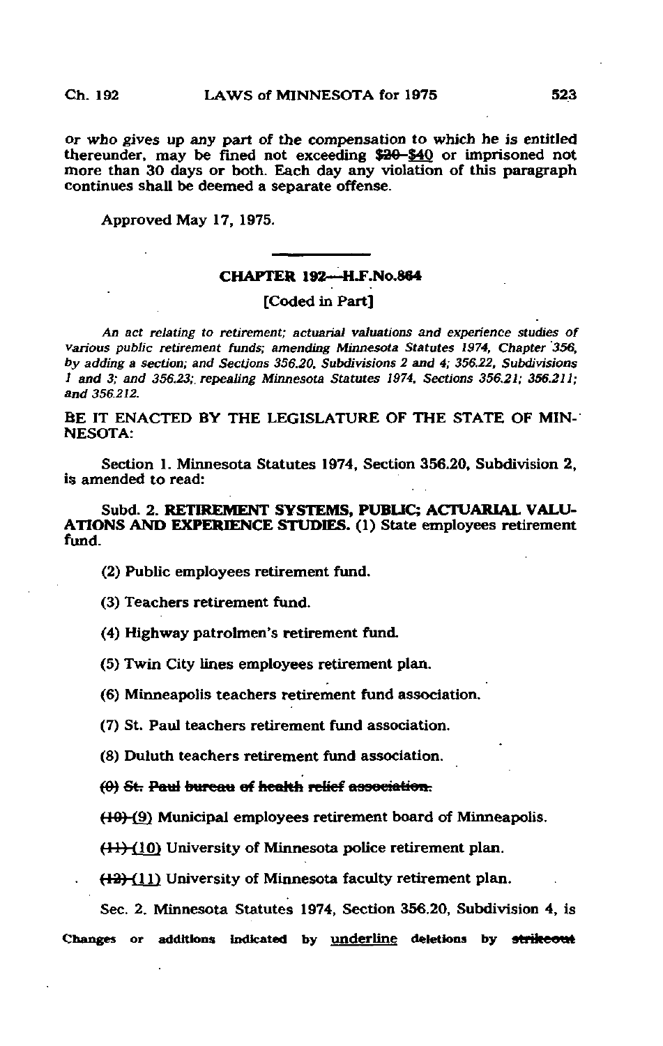or who gives up any part of the compensation to which he is entitled thereunder, may be fined not exceeding ~~$20~~ $40 or imprisoned not more than 30 days or both. Each day any violation of this paragraph continues shall be deemed a separate offense.

Approved May 17, 1975.

---

## CHAPTER 192—H.F.No.864

[Coded in Part]

*An act relating to retirement; actuarial valuations and experience studies of various public retirement funds; amending Minnesota Statutes 1974, Chapter 356, by adding a section; and Sections 356.20, Subdivisions 2 and 4; 356.22, Subdivisions 1 and 3; and 356.23; repealing Minnesota Statutes 1974, Sections 356.21; 356.211; and 356.212.*

BE IT ENACTED BY THE LEGISLATURE OF THE STATE OF MINNESOTA:

Section 1. Minnesota Statutes 1974, Section 356.20, Subdivision 2, is amended to read:

Subd. 2. **RETIREMENT SYSTEMS, PUBLIC; ACTUARIAL VALUATIONS AND EXPERIENCE STUDIES.** (1) State employees retirement fund.

(2) Public employees retirement fund.

(3) Teachers retirement fund.

(4) Highway patrolmen's retirement fund.

(5) Twin City lines employees retirement plan.

(6) Minneapolis teachers retirement fund association.

(7) St. Paul teachers retirement fund association.

(8) Duluth teachers retirement fund association.

~~(9) St. Paul bureau of health relief association.~~

~~(10)~~ (9) Municipal employees retirement board of Minneapolis.

~~(11)~~ (10) University of Minnesota police retirement plan.

~~(12)~~ (11) University of Minnesota faculty retirement plan.

Sec. 2. Minnesota Statutes 1974, Section 356.20, Subdivision 4, is

Changes or additions indicated by underline deletions by ~~strikeout~~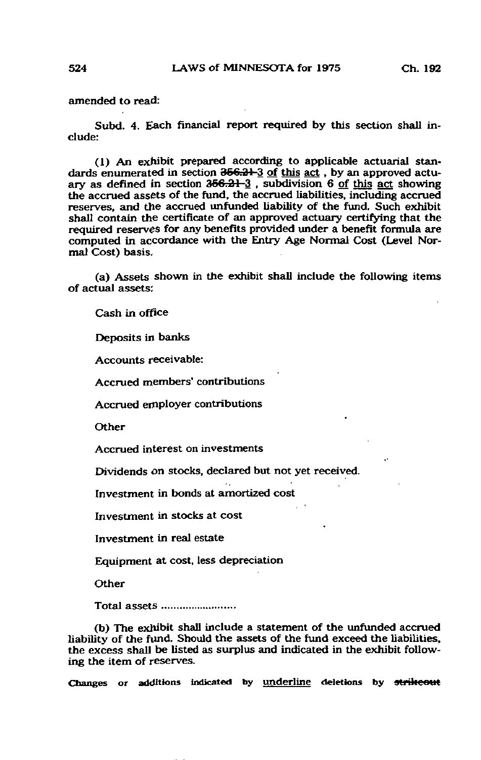amended to read:

Subd. 4. Each financial report required by this section shall include:

(1) An exhibit prepared according to applicable actuarial standards enumerated in section ~~356.21~~-3 <u>of this act</u> , by an approved actuary as defined in section ~~356.21~~-<u>3</u> , subdivision 6 <u>of this act</u> showing the accrued assets of the fund, the accrued liabilities, including accrued reserves, and the accrued unfunded liability of the fund. Such exhibit shall contain the certificate of an approved actuary certifying that the required reserves for any benefits provided under a benefit formula are computed in accordance with the Entry Age Normal Cost (Level Normal Cost) basis.

(a) Assets shown in the exhibit shall include the following items of actual assets:

Cash in office

Deposits in banks

Accounts receivable:

Accrued members' contributions

Accrued employer contributions

Other

Accrued interest on investments

Dividends on stocks, declared but not yet received.

Investment in bonds at amortized cost

Investment in stocks at cost

Investment in real estate

Equipment at cost, less depreciation

Other

Total assets ........................

(b) The exhibit shall include a statement of the unfunded accrued liability of the fund. Should the assets of the fund exceed the liabilities, the excess shall be listed as surplus and indicated in the exhibit following the item of reserves.

Changes or additions indicated by <u>underline</u> deletions by ~~strikeout~~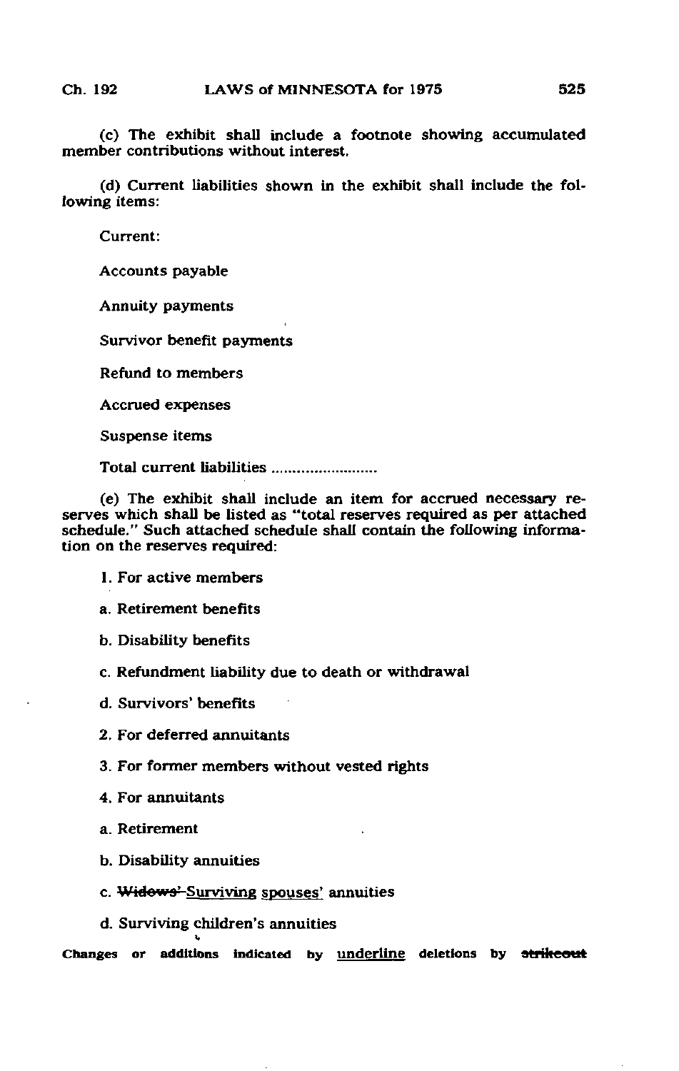(c) The exhibit shall include a footnote showing accumulated member contributions without interest.

(d) Current liabilities shown in the exhibit shall include the following items:

Current:

Accounts payable

Annuity payments

Survivor benefit payments

Refund to members

Accrued expenses

Suspense items

Total current liabilities .........................

(e) The exhibit shall include an item for accrued necessary reserves which shall be listed as "total reserves required as per attached schedule." Such attached schedule shall contain the following information on the reserves required:

1. For active members

a. Retirement benefits

b. Disability benefits

c. Refundment liability due to death or withdrawal

d. Survivors' benefits

2. For deferred annuitants

3. For former members without vested rights

4. For annuitants

a. Retirement

b. Disability annuities

c. ~~Widows'~~ <u>Surviving spouses'</u> annuities

d. Surviving children's annuities

Changes or additions indicated by <u>underline</u> deletions by ~~strikeout~~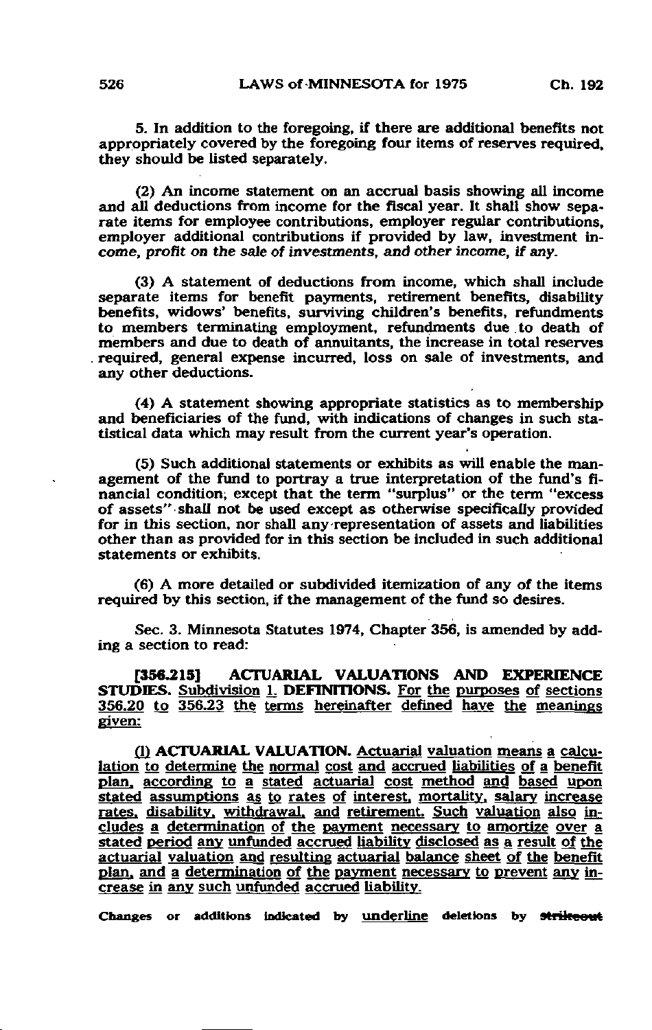5. In addition to the foregoing, if there are additional benefits not appropriately covered by the foregoing four items of reserves required, they should be listed separately.

(2) An income statement on an accrual basis showing all income and all deductions from income for the fiscal year. It shall show separate items for employee contributions, employer regular contributions, employer additional contributions if provided by law, investment income, profit on the sale of investments, and other income, if any.

(3) A statement of deductions from income, which shall include separate items for benefit payments, retirement benefits, disability benefits, widows' benefits, surviving children's benefits, refundments to members terminating employment, refundments due to death of members and due to death of annuitants, the increase in total reserves required, general expense incurred, loss on sale of investments, and any other deductions.

(4) A statement showing appropriate statistics as to membership and beneficiaries of the fund, with indications of changes in such statistical data which may result from the current year's operation.

(5) Such additional statements or exhibits as will enable the management of the fund to portray a true interpretation of the fund's financial condition, except that the term "surplus" or the term "excess of assets" shall not be used except as otherwise specifically provided for in this section, nor shall any representation of assets and liabilities other than as provided for in this section be included in such additional statements or exhibits.

(6) A more detailed or subdivided itemization of any of the items required by this section, if the management of the fund so desires.

Sec. 3. Minnesota Statutes 1974, Chapter 356, is amended by adding a section to read:

**[356.215] ACTUARIAL VALUATIONS AND EXPERIENCE STUDIES.** Subdivision 1. **DEFINITIONS.** For the purposes of sections 356.20 to 356.23 the terms hereinafter defined have the meanings given:

(1) **ACTUARIAL VALUATION.** Actuarial valuation means a calculation to determine the normal cost and accrued liabilities of a benefit plan, according to a stated actuarial cost method and based upon stated assumptions as to rates of interest, mortality, salary increase rates, disability, withdrawal, and retirement. Such valuation also includes a determination of the payment necessary to amortize over a stated period any unfunded accrued liability disclosed as a result of the actuarial valuation and resulting actuarial balance sheet of the benefit plan, and a determination of the payment necessary to prevent any increase in any such unfunded accrued liability.

Changes or additions indicated by underline deletions by ~~strikeout~~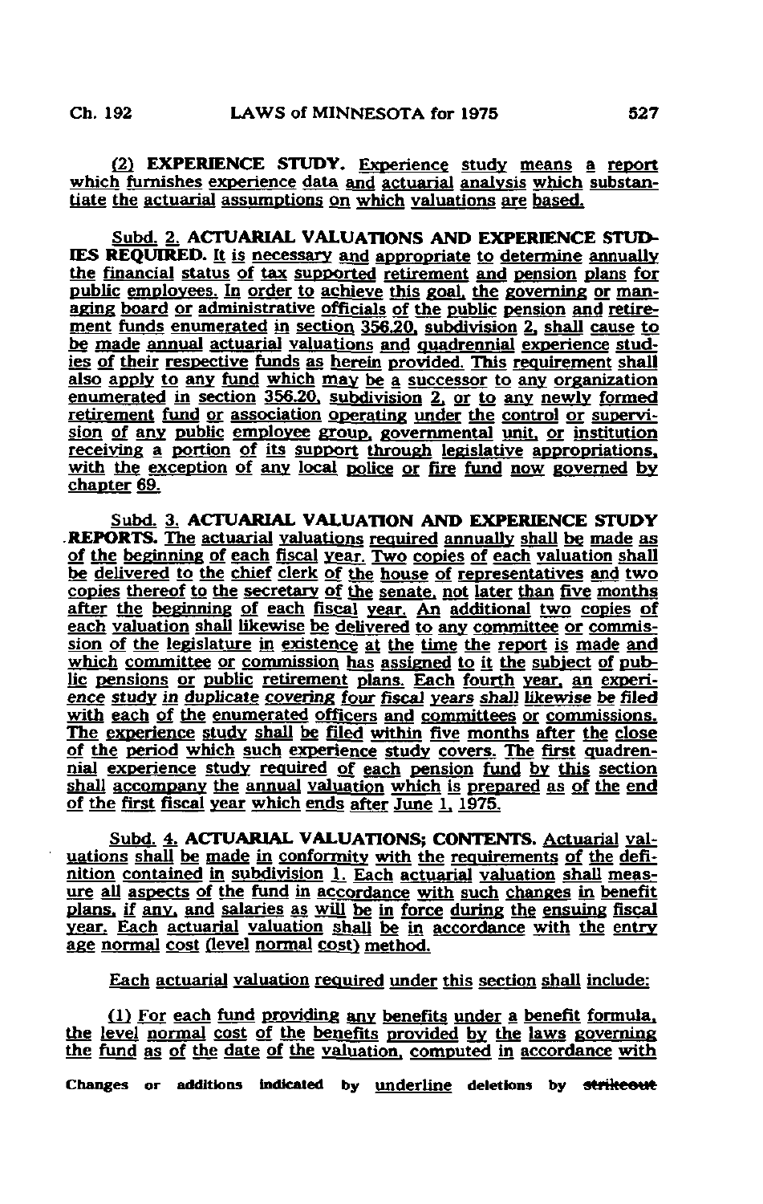(2) **EXPERIENCE STUDY.** Experience study means a report which furnishes experience data and actuarial analysis which substantiate the actuarial assumptions on which valuations are based.

Subd. 2. **ACTUARIAL VALUATIONS AND EXPERIENCE STUDIES REQUIRED.** It is necessary and appropriate to determine annually the financial status of tax supported retirement and pension plans for public employees. In order to achieve this goal, the governing or managing board or administrative officials of the public pension and retirement funds enumerated in section 356.20, subdivision 2, shall cause to be made annual actuarial valuations and quadrennial experience studies of their respective funds as herein provided. This requirement shall also apply to any fund which may be a successor to any organization enumerated in section 356.20, subdivision 2, or to any newly formed retirement fund or association operating under the control or supervision of any public employee group, governmental unit, or institution receiving a portion of its support through legislative appropriations, with the exception of any local police or fire fund now governed by chapter 69.

Subd. 3. **ACTUARIAL VALUATION AND EXPERIENCE STUDY REPORTS.** The actuarial valuations required annually shall be made as of the beginning of each fiscal year. Two copies of each valuation shall be delivered to the chief clerk of the house of representatives and two copies thereof to the secretary of the senate, not later than five months after the beginning of each fiscal year. An additional two copies of each valuation shall likewise be delivered to any committee or commission of the legislature in existence at the time the report is made and which committee or commission has assigned to it the subject of public pensions or public retirement plans. Each fourth year, an *experience study in duplicate covering four fiscal years shall likewise be filed* with each of the enumerated officers and committees or commissions. The experience study shall be filed within five months after the close of the period which such experience study covers. The first quadrennial experience study required of each pension fund by this section shall accompany the annual valuation which is prepared as of the end of the first fiscal year which ends after June 1, 1975.

Subd. 4. **ACTUARIAL VALUATIONS; CONTENTS.** Actuarial valuations shall be made in conformity with the requirements of the definition contained in subdivision 1. Each actuarial valuation shall measure all aspects of the fund in accordance with such changes in benefit plans, if any, and salaries as will be in force during the ensuing fiscal year. Each actuarial valuation shall be in accordance with the entry age normal cost (level normal cost) method.

Each actuarial valuation required under this section shall include:

(1) For each fund providing any benefits under a benefit formula, the level normal cost of the benefits provided by the laws governing the fund as of the date of the valuation, computed in accordance with

Changes or additions indicated by underline deletions by ~~strikeout~~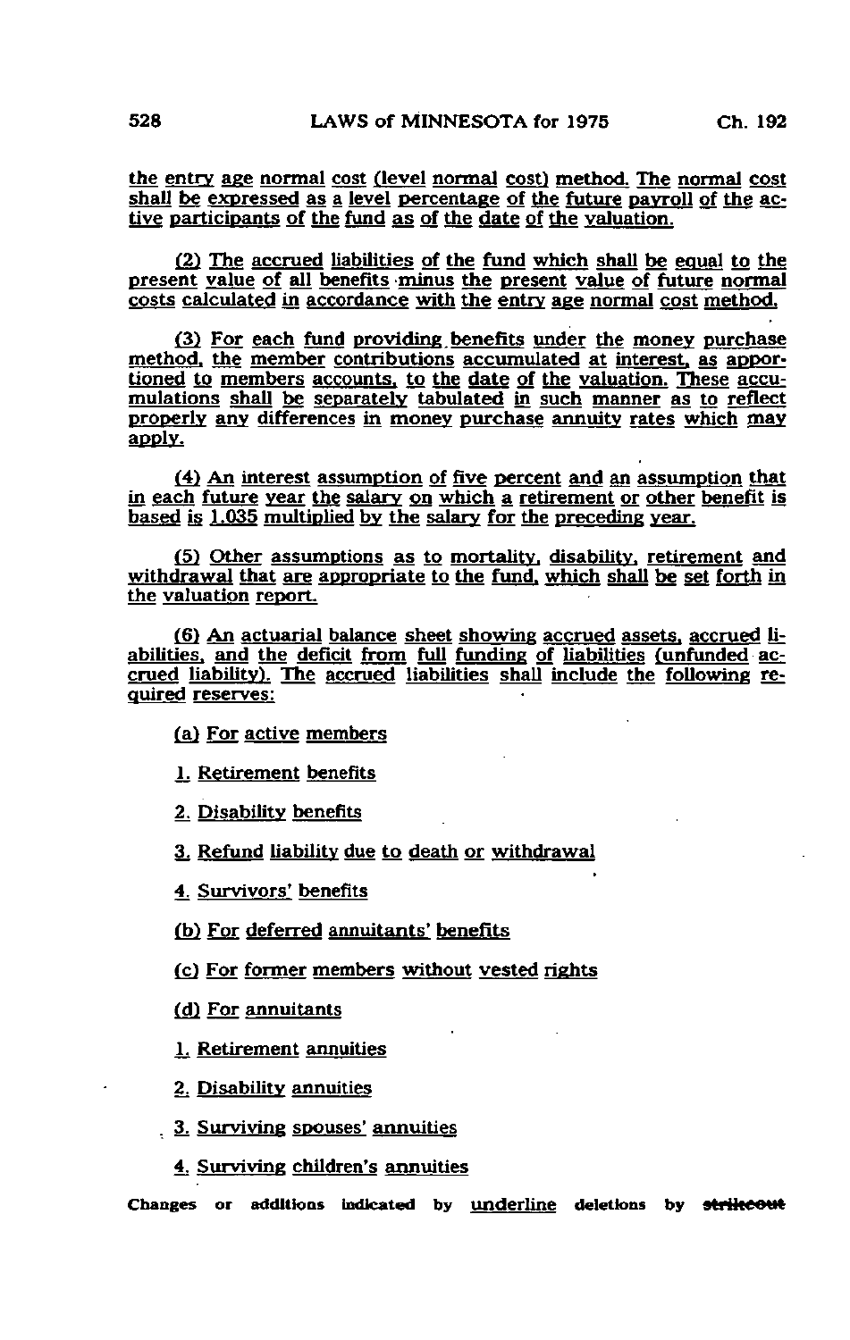the entry age normal cost (level normal cost) method. The normal cost shall be expressed as a level percentage of the future payroll of the active participants of the fund as of the date of the valuation.

(2) The accrued liabilities of the fund which shall be equal to the present value of all benefits minus the present value of future normal costs calculated in accordance with the entry age normal cost method.

(3) For each fund providing benefits under the money purchase method, the member contributions accumulated at interest, as apportioned to members accounts, to the date of the valuation. These accumulations shall be separately tabulated in such manner as to reflect properly any differences in money purchase annuity rates which may apply.

(4) An interest assumption of five percent and an assumption that in each future year the salary on which a retirement or other benefit is based is 1.035 multiplied by the salary for the preceding year.

(5) Other assumptions as to mortality, disability, retirement and withdrawal that are appropriate to the fund, which shall be set forth in the valuation report.

(6) An actuarial balance sheet showing accrued assets, accrued liabilities, and the deficit from full funding of liabilities (unfunded accrued liability). The accrued liabilities shall include the following required reserves:

(a) For active members

1. Retirement benefits

2. Disability benefits

3. Refund liability due to death or withdrawal

4. Survivors' benefits

(b) For deferred annuitants' benefits

(c) For former members without vested rights

(d) For annuitants

1. Retirement annuities

2. Disability annuities

3. Surviving spouses' annuities

4. Surviving children's annuities

Changes or additions indicated by underline deletions by strikeout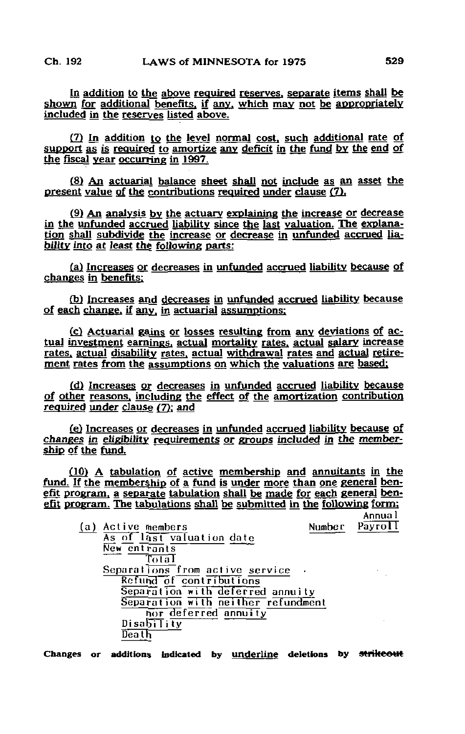In addition to the above required reserves, separate items shall be shown for additional benefits, if any, which may not be appropriately included in the reserves listed above.

(7) In addition to the level normal cost, such additional rate of support as is required to amortize any deficit in the fund by the end of the fiscal year occurring in 1997.

(8) An actuarial balance sheet shall not include as an asset the present value of the contributions required under clause (7).

(9) An analysis by the actuary explaining the increase or decrease in the unfunded accrued liability since the last valuation. The explanation shall subdivide the increase or decrease in unfunded accrued liability into at least the following parts:

(a) Increases or decreases in unfunded accrued liability because of changes in benefits;

(b) Increases and decreases in unfunded accrued liability because of each change, if any, in actuarial assumptions;

(c) Actuarial gains or losses resulting from any deviations of actual investment earnings, actual mortality rates, actual salary increase rates, actual disability rates, actual withdrawal rates and actual retirement rates from the assumptions on which the valuations are based;

(d) Increases or decreases in unfunded accrued liability because of other reasons, including the effect of the amortization contribution required under clause (7); and

(e) Increases or decreases in unfunded accrued liability because of changes in eligibility requirements or groups included in the membership of the fund.

(10) A tabulation of active membership and annuitants in the fund. If the membership of a fund is under more than one general benefit program, a separate tabulation shall be made for each general benefit program. The tabulations shall be submitted in the following form:

| (a) Active members | Number | Annual Payroll |
|---|---|---|
| As of last valuation date | | |
| New entrants | | |
| Total | | |
| Separations from active service | | |
| Refund of contributions | | |
| Separation with deferred annuity | | |
| Separation with neither refundment nor deferred annuity | | |
| Disability | | |
| Death | | |

Changes or additions indicated by underline deletions by strikeout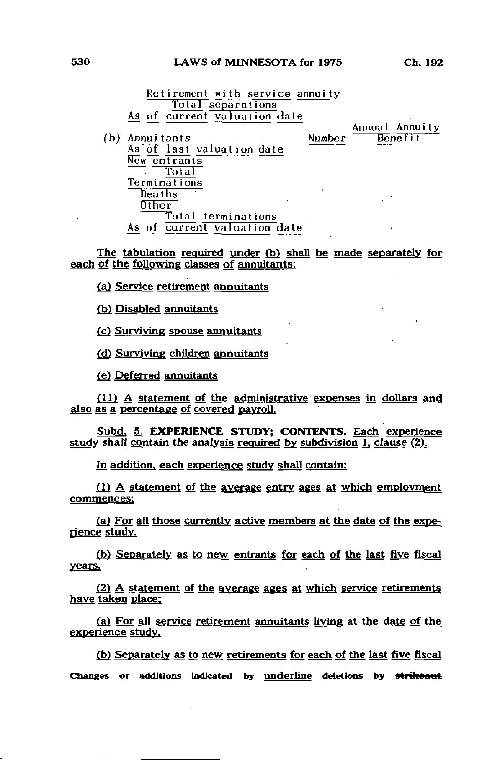Retirement with service annuity
Total separations
As of current valuation date

| (b) Annuitants | Number | Annual Annuity Benefit |
|---|---|---|
| As of last valuation date | | |
| New entrants | | |
| Total | | |
| Terminations | | |
| Deaths | | |
| Other | | |
| Total terminations | | |
| As of current valuation date | | |

The tabulation required under (b) shall be made separately for each of the following classes of annuitants:

(a) Service retirement annuitants

(b) Disabled annuitants

(c) Surviving spouse annuitants

(d) Surviving children annuitants

(e) Deferred annuitants

(11) A statement of the administrative expenses in dollars and also as a percentage of covered payroll.

Subd. 5. **EXPERIENCE STUDY; CONTENTS.** Each experience study shall contain the analysis required by subdivision 1, clause (2).

In addition, each experience study shall contain:

(1) A statement of the average entry ages at which employment commences;

(a) For all those currently active members at the date of the experience study.

(b) Separately as to new entrants for each of the last five fiscal years.

(2) A statement of the average ages at which service retirements have taken place;

(a) For all service retirement annuitants living at the date of the experience study.

(b) Separately as to new retirements for each of the last five fiscal

Changes or additions indicated by underline deletions by ~~strikeout~~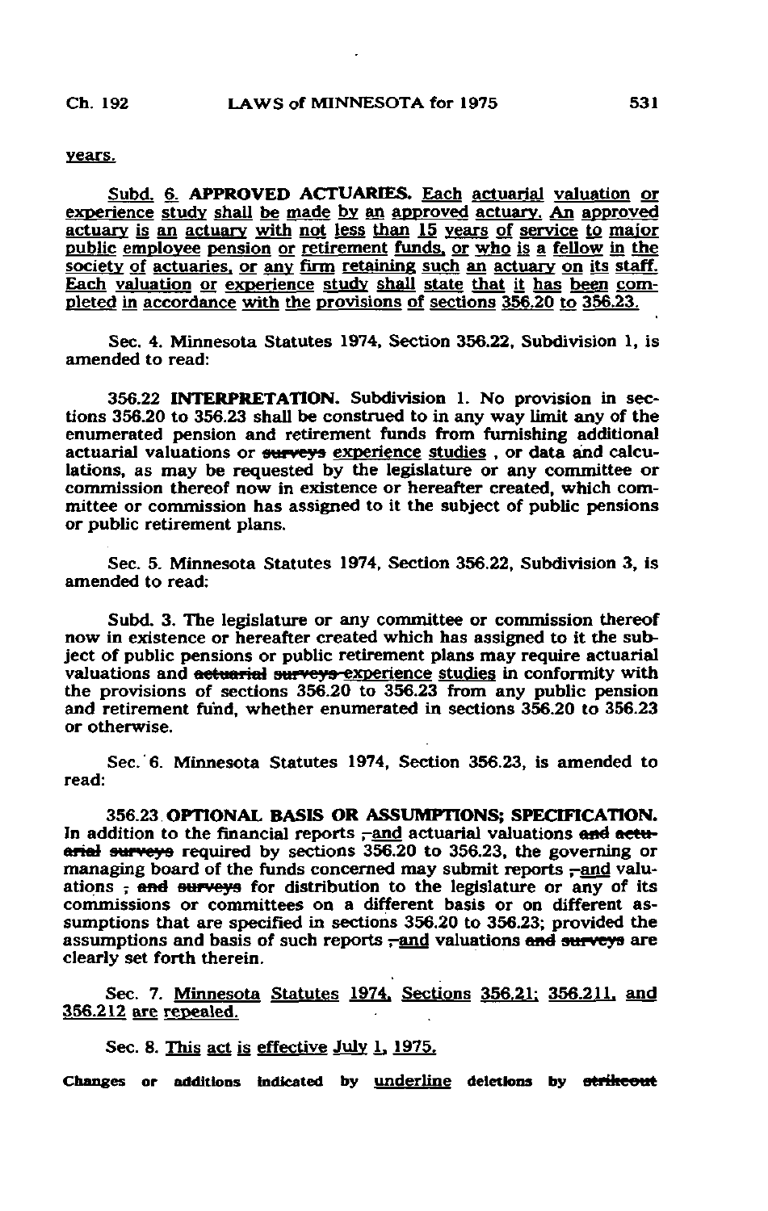years.

Subd. 6. **APPROVED ACTUARIES.** Each actuarial valuation or experience study shall be made by an approved actuary. An approved actuary is an actuary with not less than 15 years of service to major public employee pension or retirement funds, or who is a fellow in the society of actuaries, or any firm retaining such an actuary on its staff. Each valuation or experience study shall state that it has been completed in accordance with the provisions of sections 356.20 to 356.23.

Sec. 4. Minnesota Statutes 1974, Section 356.22, Subdivision 1, is amended to read:

356.22 **INTERPRETATION.** Subdivision 1. No provision in sections 356.20 to 356.23 shall be construed to in any way limit any of the enumerated pension and retirement funds from furnishing additional actuarial valuations or ~~surveys~~ experience studies , or data and calculations, as may be requested by the legislature or any committee or commission thereof now in existence or hereafter created, which committee or commission has assigned to it the subject of public pensions or public retirement plans.

Sec. 5. Minnesota Statutes 1974, Section 356.22, Subdivision 3, is amended to read:

Subd. 3. The legislature or any committee or commission thereof now in existence or hereafter created which has assigned to it the subject of public pensions or public retirement plans may require actuarial valuations and ~~actuarial surveys~~ experience studies in conformity with the provisions of sections 356.20 to 356.23 from any public pension and retirement fund, whether enumerated in sections 356.20 to 356.23 or otherwise.

Sec. 6. Minnesota Statutes 1974, Section 356.23, is amended to read:

356.23 **OPTIONAL BASIS OR ASSUMPTIONS; SPECIFICATION.** In addition to the financial reports ~~,~~ and actuarial valuations ~~and actuarial surveys~~ required by sections 356.20 to 356.23, the governing or managing board of the funds concerned may submit reports ~~,~~ and valuations ~~; and surveys~~ for distribution to the legislature or any of its commissions or committees on a different basis or on different assumptions that are specified in sections 356.20 to 356.23; provided the assumptions and basis of such reports ~~,~~ and valuations ~~and surveys~~ are clearly set forth therein.

Sec. 7. Minnesota Statutes 1974, Sections 356.21; 356.211, and 356.212 are repealed.

Sec. 8. This act is effective July 1, 1975.

Changes or additions indicated by underline deletions by ~~strikeout~~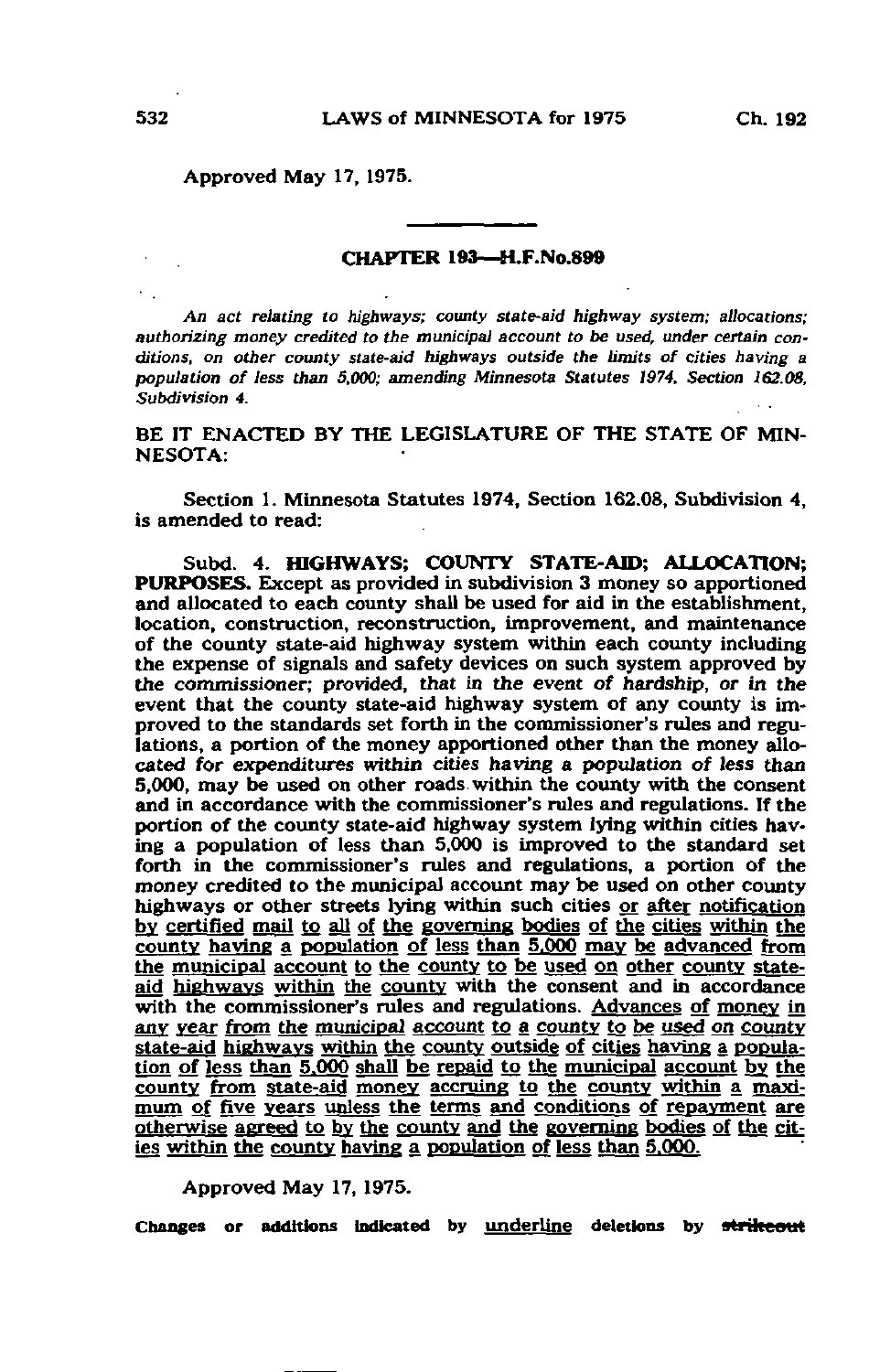Approved May 17, 1975.

## CHAPTER 193—H.F.No.899

*An act relating to highways; county state-aid highway system; allocations; authorizing money credited to the municipal account to be used, under certain conditions, on other county state-aid highways outside the limits of cities having a population of less than 5,000; amending Minnesota Statutes 1974, Section 162.08, Subdivision 4.*

BE IT ENACTED BY THE LEGISLATURE OF THE STATE OF MINNESOTA:

Section 1. Minnesota Statutes 1974, Section 162.08, Subdivision 4, is amended to read:

Subd. 4. **HIGHWAYS; COUNTY STATE-AID; ALLOCATION; PURPOSES.** Except as provided in subdivision 3 money so apportioned and allocated to each county shall be used for aid in the establishment, location, construction, reconstruction, improvement, and maintenance of the county state-aid highway system within each county including the expense of signals and safety devices on such system approved by the commissioner; provided, that in the event of hardship, or in the event that the county state-aid highway system of any county is improved to the standards set forth in the commissioner's rules and regulations, a portion of the money apportioned other than the money allocated for expenditures within cities having a population of less than 5,000, may be used on other roads within the county with the consent and in accordance with the commissioner's rules and regulations. If the portion of the county state-aid highway system lying within cities having a population of less than 5,000 is improved to the standard set forth in the commissioner's rules and regulations, a portion of the money credited to the municipal account may be used on other county highways or other streets lying within such cities or after notification by certified mail to all of the governing bodies of the cities within the county having a population of less than 5,000 may be advanced from the municipal account to the county to be used on other county state-aid highways within the county with the consent and in accordance with the commissioner's rules and regulations. Advances of money in any year from the municipal account to a county to be used on county state-aid highways within the county outside of cities having a population of less than 5,000 shall be repaid to the municipal account by the county from state-aid money accruing to the county within a maximum of five years unless the terms and conditions of repayment are otherwise agreed to by the county and the governing bodies of the cities within the county having a population of less than 5,000.

Approved May 17, 1975.

Changes or additions indicated by underline deletions by strikeout